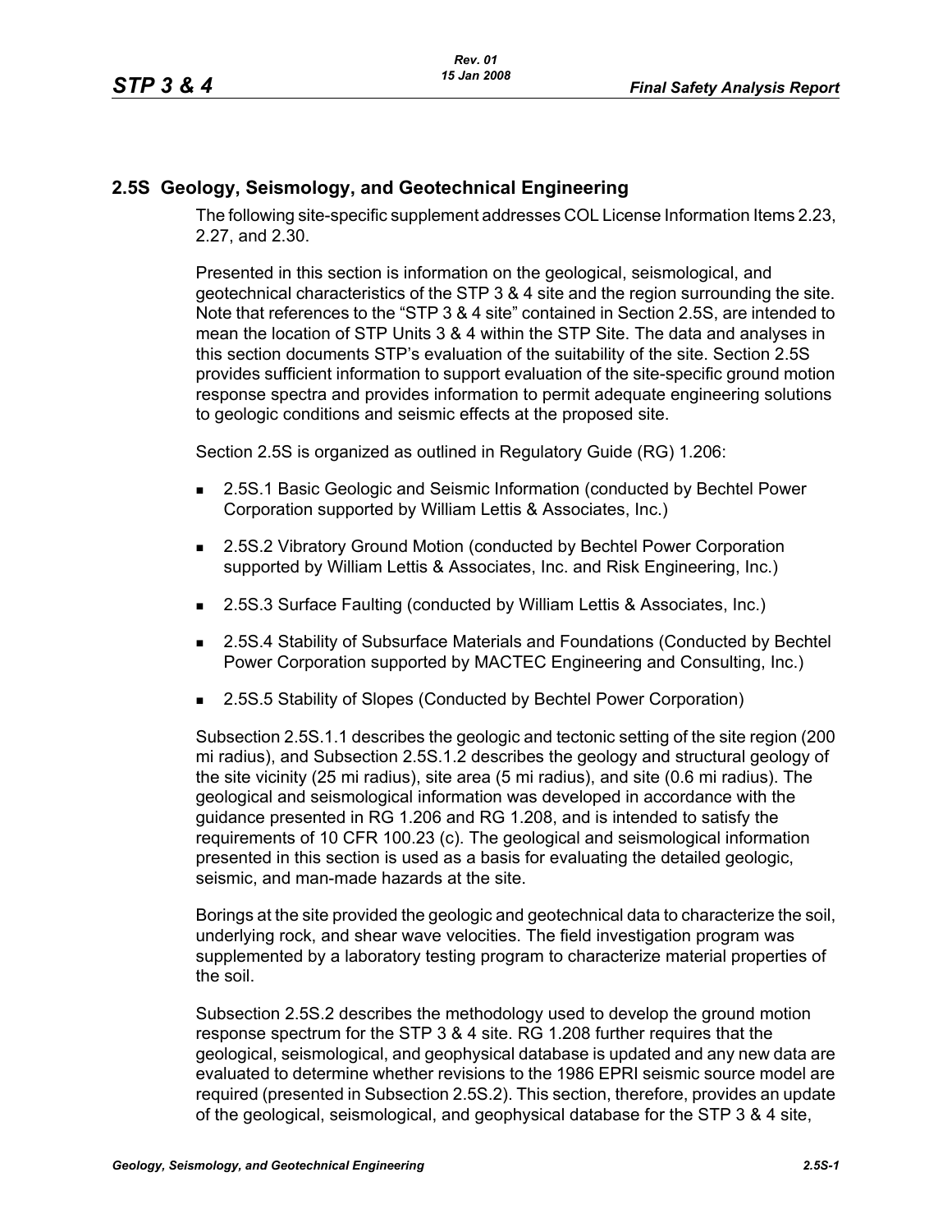## 2.5S Geology, Seismology, and Geotechnical Engineering

The following site-specific supplement addresses COL License Information Items 2.23, 2.27, and 2.30.

Presented in this section is information on the geological, seismological, and geotechnical characteristics of the STP 3 & 4 site and the region surrounding the site. Note that references to the "STP 3 & 4 site" contained in Section 2.5S, are intended to mean the location of STP Units 3 & 4 within the STP Site. The data and analyses in this section documents STP's evaluation of the suitability of the site. Section 2.5S provides sufficient information to support evaluation of the site-specific ground motion response spectra and provides information to permit adequate engineering solutions to geologic conditions and seismic effects at the proposed site.

Section 2.5S is organized as outlined in Regulatory Guide (RG) 1.206:

- 2.5S.1 Basic Geologic and Seismic Information (conducted by Bechtel Power Corporation supported by William Lettis & Associates, Inc.)
- 2.5S.2 Vibratory Ground Motion (conducted by Bechtel Power Corporation supported by William Lettis & Associates, Inc. and Risk Engineering, Inc.)
- 2.5S.3 Surface Faulting (conducted by William Lettis & Associates, Inc.)
- 2.5S.4 Stability of Subsurface Materials and Foundations (Conducted by Bechtel Power Corporation supported by MACTEC Engineering and Consulting, Inc.)
- 2.5S.5 Stability of Slopes (Conducted by Bechtel Power Corporation)

Subsection 2.5S.1.1 describes the geologic and tectonic setting of the site region (200 mi radius), and Subsection 2.5S.1.2 describes the geology and structural geology of the site vicinity (25 mi radius), site area (5 mi radius), and site (0.6 mi radius). The geological and seismological information was developed in accordance with the guidance presented in RG 1.206 and RG 1.208, and is intended to satisfy the requirements of 10 CFR 100.23 (c). The geological and seismological information presented in this section is used as a basis for evaluating the detailed geologic, seismic, and man-made hazards at the site.

Borings at the site provided the geologic and geotechnical data to characterize the soil, underlying rock, and shear wave velocities. The field investigation program was supplemented by a laboratory testing program to characterize material properties of the soil.

Subsection 2.5S.2 describes the methodology used to develop the ground motion response spectrum for the STP 3 & 4 site. RG 1.208 further requires that the geological, seismological, and geophysical database is updated and any new data are evaluated to determine whether revisions to the 1986 EPRI seismic source model are required (presented in Subsection 2.5S.2). This section, therefore, provides an update of the geological, seismological, and geophysical database for the STP 3 & 4 site,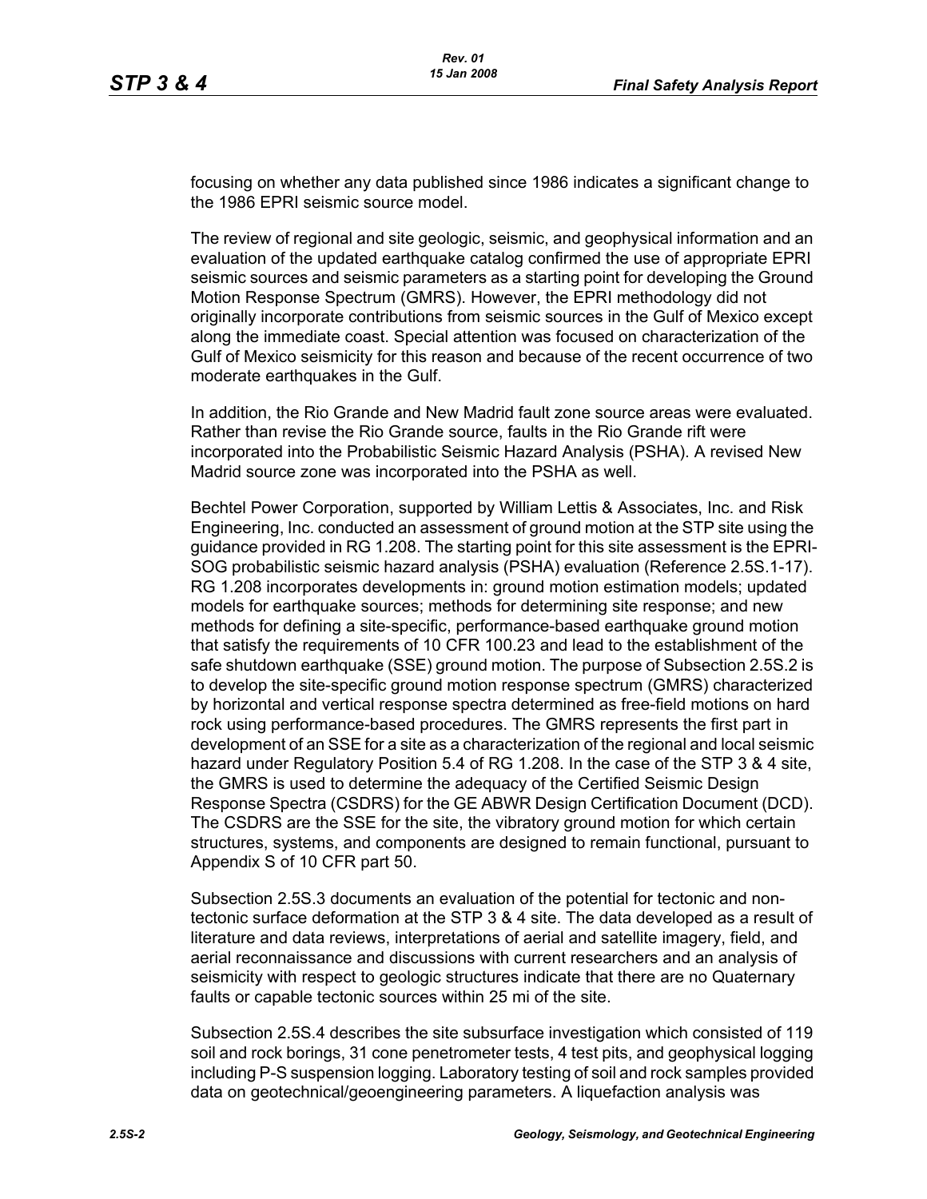focusing on whether any data published since 1986 indicates a significant change to the 1986 EPRI seismic source model.

The review of regional and site geologic, seismic, and geophysical information and an evaluation of the updated earthquake catalog confirmed the use of appropriate EPRI seismic sources and seismic parameters as a starting point for developing the Ground Motion Response Spectrum (GMRS). However, the EPRI methodology did not originally incorporate contributions from seismic sources in the Gulf of Mexico except along the immediate coast. Special attention was focused on characterization of the Gulf of Mexico seismicity for this reason and because of the recent occurrence of two moderate earthquakes in the Gulf.

In addition, the Rio Grande and New Madrid fault zone source areas were evaluated. Rather than revise the Rio Grande source, faults in the Rio Grande rift were incorporated into the Probabilistic Seismic Hazard Analysis (PSHA). A revised New Madrid source zone was incorporated into the PSHA as well.

Bechtel Power Corporation, supported by William Lettis & Associates, Inc. and Risk Engineering, Inc. conducted an assessment of ground motion at the STP site using the guidance provided in RG 1.208. The starting point for this site assessment is the EPRI-SOG probabilistic seismic hazard analysis (PSHA) evaluation (Reference 2.5S.1-17). RG 1.208 incorporates developments in: ground motion estimation models; updated models for earthquake sources; methods for determining site response; and new methods for defining a site-specific, performance-based earthquake ground motion that satisfy the requirements of 10 CFR 100.23 and lead to the establishment of the safe shutdown earthquake (SSE) ground motion. The purpose of Subsection 2.5S.2 is to develop the site-specific ground motion response spectrum (GMRS) characterized by horizontal and vertical response spectra determined as free-field motions on hard rock using performance-based procedures. The GMRS represents the first part in development of an SSE for a site as a characterization of the regional and local seismic hazard under Regulatory Position 5.4 of RG 1.208. In the case of the STP 3 & 4 site, the GMRS is used to determine the adequacy of the Certified Seismic Design Response Spectra (CSDRS) for the GE ABWR Design Certification Document (DCD). The CSDRS are the SSE for the site, the vibratory ground motion for which certain structures, systems, and components are designed to remain functional, pursuant to Appendix S of 10 CFR part 50.

Subsection 2.5S.3 documents an evaluation of the potential for tectonic and non-tectonic surface deformation at the STP 3 & 4 site. The data developed as a result of literature and data reviews, interpretations of aerial and satellite imagery, field, and aerial reconnaissance and discussions with current researchers and an analysis of seismicity with respect to geologic structures indicate that there are no Quaternary faults or capable tectonic sources within 25 mi of the site.

Subsection 2.5S.4 describes the site subsurface investigation which consisted of 119 soil and rock borings, 31 cone penetrometer tests, 4 test pits, and geophysical logging including P-S suspension logging. Laboratory testing of soil and rock samples provided data on geotechnical/geoengineering parameters. A liquefaction analysis was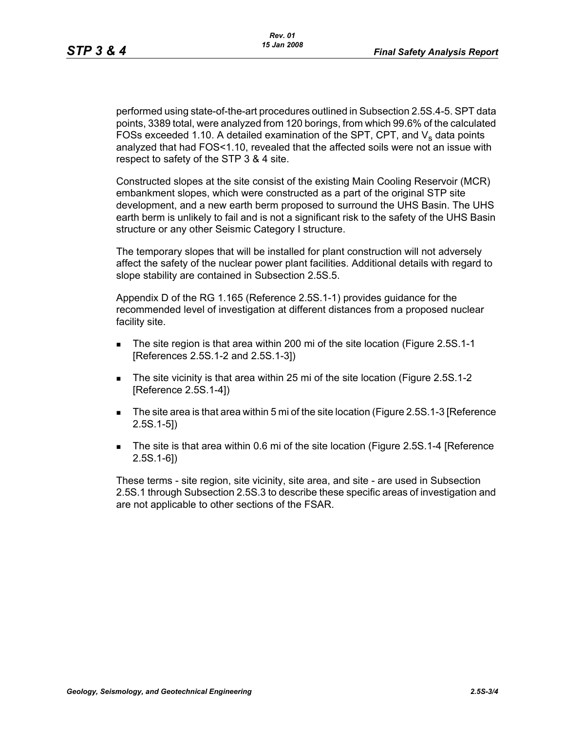performed using state-of-the-art procedures outlined in Subsection 2.5S.4-5. SPT data points, 3389 total, were analyzed from 120 borings, from which 99.6% of the calculated FOSs exceeded 1.10. A detailed examination of the SPT, CPT, and $V_s$ data points analyzed that had FOS<1.10, revealed that the affected soils were not an issue with respect to safety of the STP 3 & 4 site.

Constructed slopes at the site consist of the existing Main Cooling Reservoir (MCR) embankment slopes, which were constructed as a part of the original STP site development, and a new earth berm proposed to surround the UHS Basin. The UHS earth berm is unlikely to fail and is not a significant risk to the safety of the UHS Basin structure or any other Seismic Category I structure.

The temporary slopes that will be installed for plant construction will not adversely affect the safety of the nuclear power plant facilities. Additional details with regard to slope stability are contained in Subsection 2.5S.5.

Appendix D of the RG 1.165 (Reference 2.5S.1-1) provides guidance for the recommended level of investigation at different distances from a proposed nuclear facility site.

- The site region is that area within 200 mi of the site location (Figure 2.5S.1-1 [References 2.5S.1-2 and 2.5S.1-3])
- The site vicinity is that area within 25 mi of the site location (Figure 2.5S.1-2 [Reference 2.5S.1-4])
- The site area is that area within 5 mi of the site location (Figure 2.5S.1-3 [Reference 2.5S.1-5])
- The site is that area within 0.6 mi of the site location (Figure 2.5S.1-4 [Reference 2.5S.1-6])

These terms - site region, site vicinity, site area, and site - are used in Subsection 2.5S.1 through Subsection 2.5S.3 to describe these specific areas of investigation and are not applicable to other sections of the FSAR.